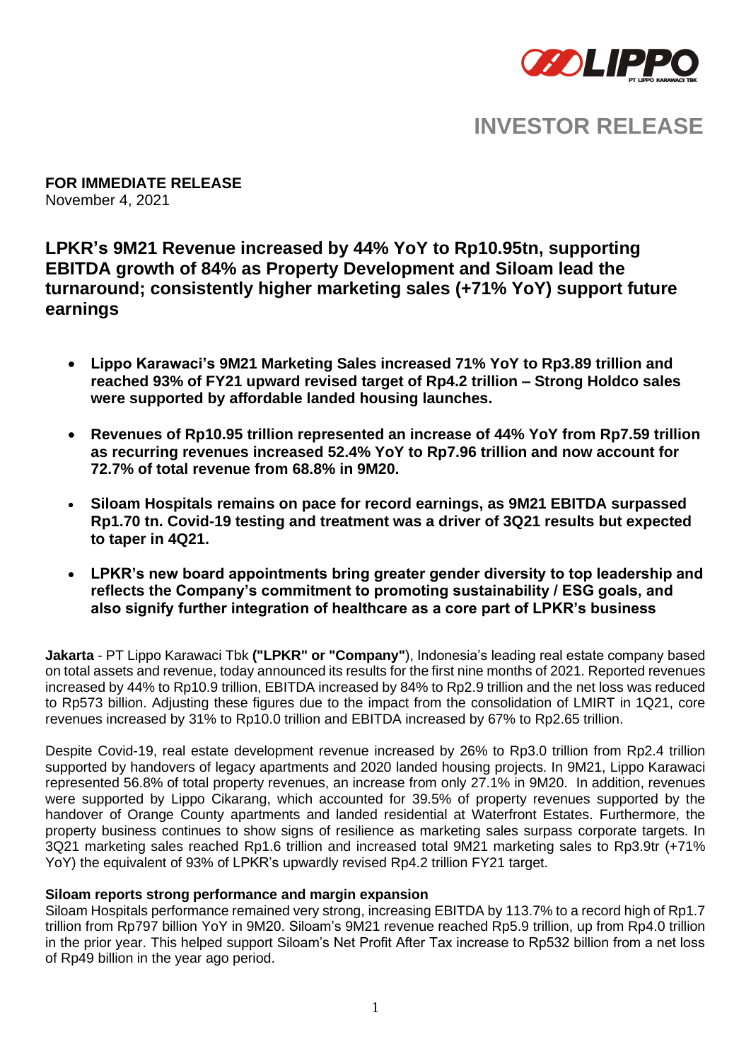# INVESTOR RELEASE

**FOR IMMEDIATE RELEASE**
November 4, 2021

## LPKR's 9M21 Revenue increased by 44% YoY to Rp10.95tn, supporting EBITDA growth of 84% as Property Development and Siloam lead the turnaround; consistently higher marketing sales (+71% YoY) support future earnings

- **Lippo Karawaci's 9M21 Marketing Sales increased 71% YoY to Rp3.89 trillion and reached 93% of FY21 upward revised target of Rp4.2 trillion – Strong Holdco sales were supported by affordable landed housing launches.**
- **Revenues of Rp10.95 trillion represented an increase of 44% YoY from Rp7.59 trillion as recurring revenues increased 52.4% YoY to Rp7.96 trillion and now account for 72.7% of total revenue from 68.8% in 9M20.**
- **Siloam Hospitals remains on pace for record earnings, as 9M21 EBITDA surpassed Rp1.70 tn. Covid-19 testing and treatment was a driver of 3Q21 results but expected to taper in 4Q21.**
- **LPKR's new board appointments bring greater gender diversity to top leadership and reflects the Company's commitment to promoting sustainability / ESG goals, and also signify further integration of healthcare as a core part of LPKR's business**

**Jakarta** - PT Lippo Karawaci Tbk **("LPKR" or "Company"**), Indonesia's leading real estate company based on total assets and revenue, today announced its results for the first nine months of 2021. Reported revenues increased by 44% to Rp10.9 trillion, EBITDA increased by 84% to Rp2.9 trillion and the net loss was reduced to Rp573 billion. Adjusting these figures due to the impact from the consolidation of LMIRT in 1Q21, core revenues increased by 31% to Rp10.0 trillion and EBITDA increased by 67% to Rp2.65 trillion.

Despite Covid-19, real estate development revenue increased by 26% to Rp3.0 trillion from Rp2.4 trillion supported by handovers of legacy apartments and 2020 landed housing projects. In 9M21, Lippo Karawaci represented 56.8% of total property revenues, an increase from only 27.1% in 9M20. In addition, revenues were supported by Lippo Cikarang, which accounted for 39.5% of property revenues supported by the handover of Orange County apartments and landed residential at Waterfront Estates. Furthermore, the property business continues to show signs of resilience as marketing sales surpass corporate targets. In 3Q21 marketing sales reached Rp1.6 trillion and increased total 9M21 marketing sales to Rp3.9tr (+71% YoY) the equivalent of 93% of LPKR's upwardly revised Rp4.2 trillion FY21 target.

### Siloam reports strong performance and margin expansion

Siloam Hospitals performance remained very strong, increasing EBITDA by 113.7% to a record high of Rp1.7 trillion from Rp797 billion YoY in 9M20. Siloam's 9M21 revenue reached Rp5.9 trillion, up from Rp4.0 trillion in the prior year. This helped support Siloam's Net Profit After Tax increase to Rp532 billion from a net loss of Rp49 billion in the year ago period.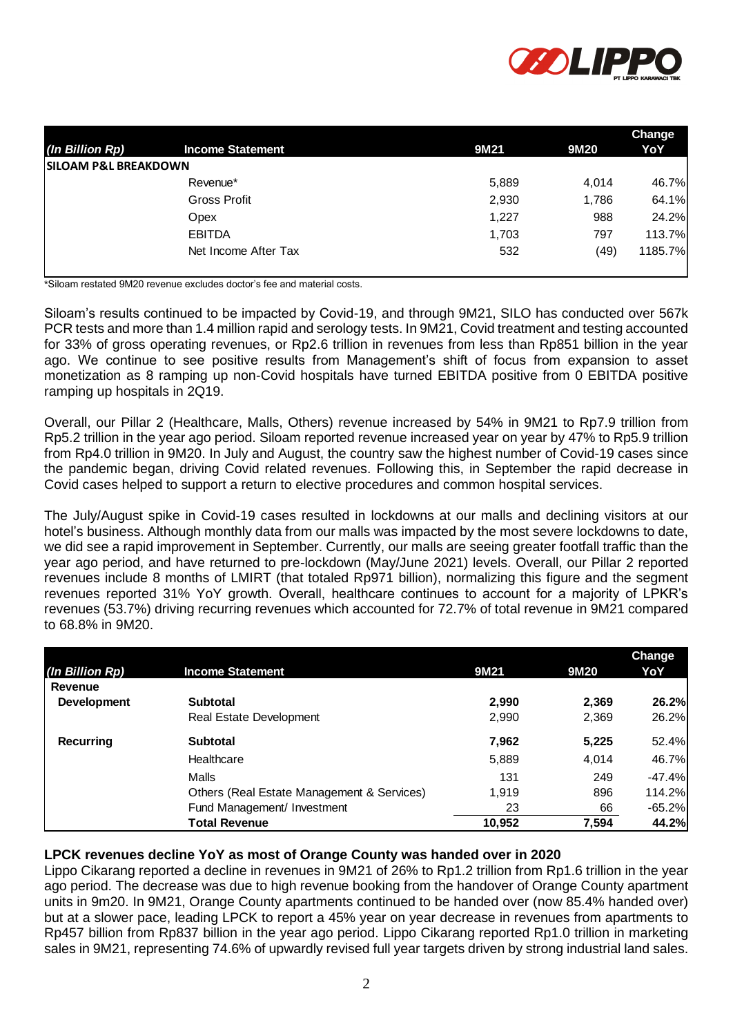| (In Billion Rp) | Income Statement | 9M21 | 9M20 | Change YoY |
|---|---|---|---|---|
| **SILOAM P&L BREAKDOWN** | | | | |
| | Revenue* | 5,889 | 4,014 | 46.7% |
| | Gross Profit | 2,930 | 1,786 | 64.1% |
| | Opex | 1,227 | 988 | 24.2% |
| | EBITDA | 1,703 | 797 | 113.7% |
| | Net Income After Tax | 532 | (49) | 1185.7% |

*Siloam restated 9M20 revenue excludes doctor's fee and material costs.

Siloam's results continued to be impacted by Covid-19, and through 9M21, SILO has conducted over 567k PCR tests and more than 1.4 million rapid and serology tests. In 9M21, Covid treatment and testing accounted for 33% of gross operating revenues, or Rp2.6 trillion in revenues from less than Rp851 billion in the year ago. We continue to see positive results from Management's shift of focus from expansion to asset monetization as 8 ramping up non-Covid hospitals have turned EBITDA positive from 0 EBITDA positive ramping up hospitals in 2Q19.

Overall, our Pillar 2 (Healthcare, Malls, Others) revenue increased by 54% in 9M21 to Rp7.9 trillion from Rp5.2 trillion in the year ago period. Siloam reported revenue increased year on year by 47% to Rp5.9 trillion from Rp4.0 trillion in 9M20. In July and August, the country saw the highest number of Covid-19 cases since the pandemic began, driving Covid related revenues. Following this, in September the rapid decrease in Covid cases helped to support a return to elective procedures and common hospital services.

The July/August spike in Covid-19 cases resulted in lockdowns at our malls and declining visitors at our hotel's business. Although monthly data from our malls was impacted by the most severe lockdowns to date, we did see a rapid improvement in September. Currently, our malls are seeing greater footfall traffic than the year ago period, and have returned to pre-lockdown (May/June 2021) levels. Overall, our Pillar 2 reported revenues include 8 months of LMIRT (that totaled Rp971 billion), normalizing this figure and the segment revenues reported 31% YoY growth. Overall, healthcare continues to account for a majority of LPKR's revenues (53.7%) driving recurring revenues which accounted for 72.7% of total revenue in 9M21 compared to 68.8% in 9M20.

| (In Billion Rp) | Income Statement | 9M21 | 9M20 | Change YoY |
|---|---|---|---|---|
| **Revenue** | | | | |
| **Development** | **Subtotal** | **2,990** | **2,369** | **26.2%** |
| | Real Estate Development | 2,990 | 2,369 | 26.2% |
| **Recurring** | **Subtotal** | **7,962** | **5,225** | 52.4% |
| | Healthcare | 5,889 | 4,014 | 46.7% |
| | Malls | 131 | 249 | -47.4% |
| | Others (Real Estate Management & Services) | 1,919 | 896 | 114.2% |
| | Fund Management/ Investment | 23 | 66 | -65.2% |
| | **Total Revenue** | **10,952** | **7,594** | **44.2%** |

**LPCK revenues decline YoY as most of Orange County was handed over in 2020**

Lippo Cikarang reported a decline in revenues in 9M21 of 26% to Rp1.2 trillion from Rp1.6 trillion in the year ago period. The decrease was due to high revenue booking from the handover of Orange County apartment units in 9m20. In 9M21, Orange County apartments continued to be handed over (now 85.4% handed over) but at a slower pace, leading LPCK to report a 45% year on year decrease in revenues from apartments to Rp457 billion from Rp837 billion in the year ago period. Lippo Cikarang reported Rp1.0 trillion in marketing sales in 9M21, representing 74.6% of upwardly revised full year targets driven by strong industrial land sales.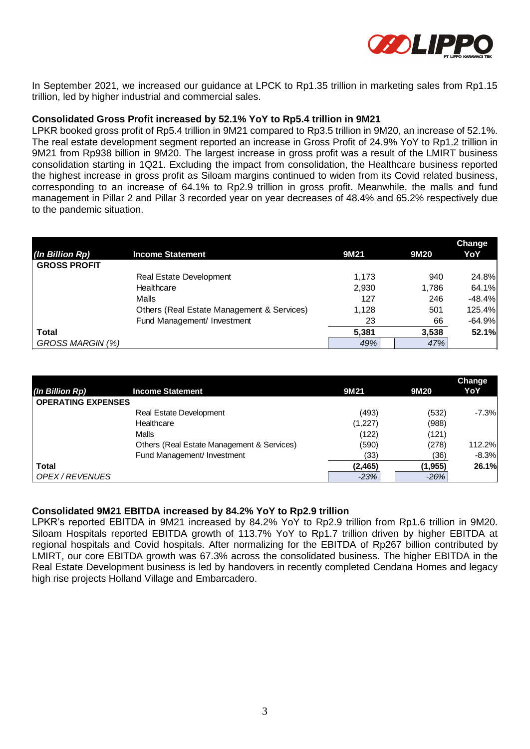In September 2021, we increased our guidance at LPCK to Rp1.35 trillion in marketing sales from Rp1.15 trillion, led by higher industrial and commercial sales.

**Consolidated Gross Profit increased by 52.1% YoY to Rp5.4 trillion in 9M21**

LPKR booked gross profit of Rp5.4 trillion in 9M21 compared to Rp3.5 trillion in 9M20, an increase of 52.1%. The real estate development segment reported an increase in Gross Profit of 24.9% YoY to Rp1.2 trillion in 9M21 from Rp938 billion in 9M20. The largest increase in gross profit was a result of the LMIRT business consolidation starting in 1Q21. Excluding the impact from consolidation, the Healthcare business reported the highest increase in gross profit as Siloam margins continued to widen from its Covid related business, corresponding to an increase of 64.1% to Rp2.9 trillion in gross profit. Meanwhile, the malls and fund management in Pillar 2 and Pillar 3 recorded year on year decreases of 48.4% and 65.2% respectively due to the pandemic situation.

| *(In Billion Rp)* | Income Statement | 9M21 | 9M20 | Change YoY |
|---|---|---|---|---|
| **GROSS PROFIT** | | | | |
| | Real Estate Development | 1,173 | 940 | 24.8% |
| | Healthcare | 2,930 | 1,786 | 64.1% |
| | Malls | 127 | 246 | -48.4% |
| | Others (Real Estate Management & Services) | 1,128 | 501 | 125.4% |
| | Fund Management/ Investment | 23 | 66 | -64.9% |
| **Total** | | **5,381** | **3,538** | **52.1%** |
| *GROSS MARGIN (%)* | | *49%* | *47%* | |

| *(In Billion Rp)* | Income Statement | 9M21 | 9M20 | Change YoY |
|---|---|---|---|---|
| **OPERATING EXPENSES** | | | | |
| | Real Estate Development | (493) | (532) | -7.3% |
| | Healthcare | (1,227) | (988) | |
| | Malls | (122) | (121) | |
| | Others (Real Estate Management & Services) | (590) | (278) | 112.2% |
| | Fund Management/ Investment | (33) | (36) | -8.3% |
| **Total** | | **(2,465)** | **(1,955)** | **26.1%** |
| *OPEX / REVENUES* | | *-23%* | *-26%* | |

**Consolidated 9M21 EBITDA increased by 84.2% YoY to Rp2.9 trillion**

LPKR's reported EBITDA in 9M21 increased by 84.2% YoY to Rp2.9 trillion from Rp1.6 trillion in 9M20. Siloam Hospitals reported EBITDA growth of 113.7% YoY to Rp1.7 trillion driven by higher EBITDA at regional hospitals and Covid hospitals. After normalizing for the EBITDA of Rp267 billion contributed by LMIRT, our core EBITDA growth was 67.3% across the consolidated business. The higher EBITDA in the Real Estate Development business is led by handovers in recently completed Cendana Homes and legacy high rise projects Holland Village and Embarcadero.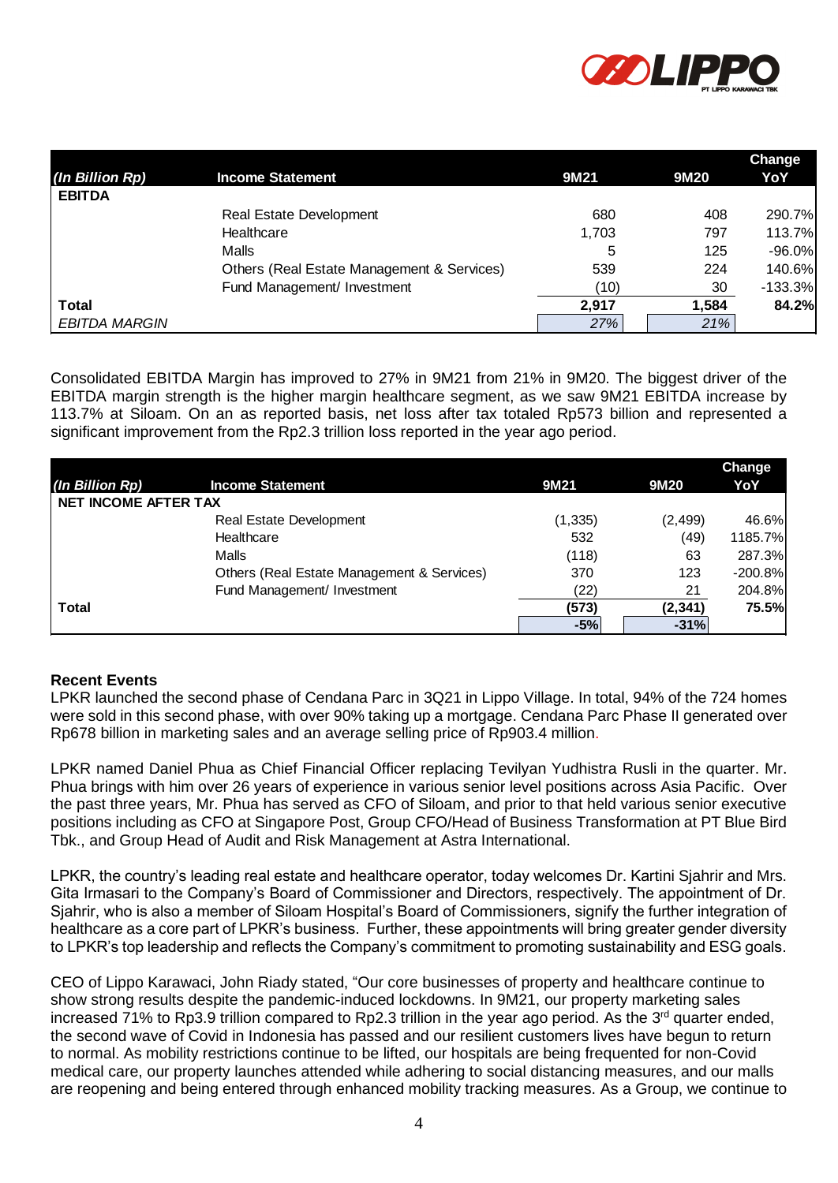| (In Billion Rp) | Income Statement | 9M21 | 9M20 | Change YoY |
|---|---|---|---|---|
| **EBITDA** | | | | |
| | Real Estate Development | 680 | 408 | 290.7% |
| | Healthcare | 1,703 | 797 | 113.7% |
| | Malls | 5 | 125 | -96.0% |
| | Others (Real Estate Management & Services) | 539 | 224 | 140.6% |
| | Fund Management/ Investment | (10) | 30 | -133.3% |
| **Total** | | **2,917** | **1,584** | **84.2%** |
| *EBITDA MARGIN* | | *27%* | *21%* | |

Consolidated EBITDA Margin has improved to 27% in 9M21 from 21% in 9M20. The biggest driver of the EBITDA margin strength is the higher margin healthcare segment, as we saw 9M21 EBITDA increase by 113.7% at Siloam. On an as reported basis, net loss after tax totaled Rp573 billion and represented a significant improvement from the Rp2.3 trillion loss reported in the year ago period.

| (In Billion Rp) | Income Statement | 9M21 | 9M20 | Change YoY |
|---|---|---|---|---|
| **NET INCOME AFTER TAX** | | | | |
| | Real Estate Development | (1,335) | (2,499) | 46.6% |
| | Healthcare | 532 | (49) | 1185.7% |
| | Malls | (118) | 63 | 287.3% |
| | Others (Real Estate Management & Services) | 370 | 123 | -200.8% |
| | Fund Management/ Investment | (22) | 21 | 204.8% |
| **Total** | | **(573)** | **(2,341)** | **75.5%** |
| | | **-5%** | **-31%** | |

**Recent Events**

LPKR launched the second phase of Cendana Parc in 3Q21 in Lippo Village. In total, 94% of the 724 homes were sold in this second phase, with over 90% taking up a mortgage. Cendana Parc Phase II generated over Rp678 billion in marketing sales and an average selling price of Rp903.4 million.

LPKR named Daniel Phua as Chief Financial Officer replacing Tevilyan Yudhistra Rusli in the quarter. Mr. Phua brings with him over 26 years of experience in various senior level positions across Asia Pacific. Over the past three years, Mr. Phua has served as CFO of Siloam, and prior to that held various senior executive positions including as CFO at Singapore Post, Group CFO/Head of Business Transformation at PT Blue Bird Tbk., and Group Head of Audit and Risk Management at Astra International.

LPKR, the country's leading real estate and healthcare operator, today welcomes Dr. Kartini Sjahrir and Mrs. Gita Irmasari to the Company's Board of Commissioner and Directors, respectively. The appointment of Dr. Sjahrir, who is also a member of Siloam Hospital's Board of Commissioners, signify the further integration of healthcare as a core part of LPKR's business. Further, these appointments will bring greater gender diversity to LPKR's top leadership and reflects the Company's commitment to promoting sustainability and ESG goals.

CEO of Lippo Karawaci, John Riady stated, "Our core businesses of property and healthcare continue to show strong results despite the pandemic-induced lockdowns. In 9M21, our property marketing sales increased 71% to Rp3.9 trillion compared to Rp2.3 trillion in the year ago period. As the 3rd quarter ended, the second wave of Covid in Indonesia has passed and our resilient customers lives have begun to return to normal. As mobility restrictions continue to be lifted, our hospitals are being frequented for non-Covid medical care, our property launches attended while adhering to social distancing measures, and our malls are reopening and being entered through enhanced mobility tracking measures. As a Group, we continue to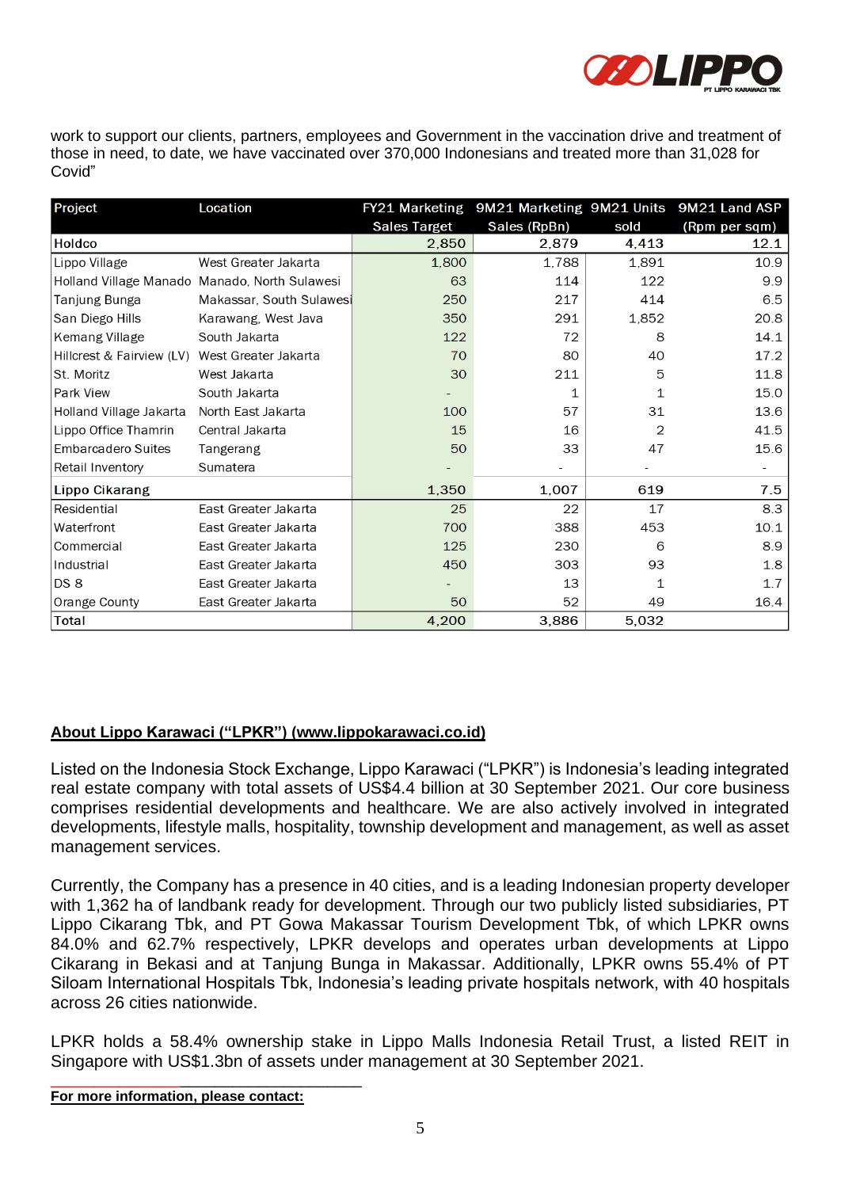work to support our clients, partners, employees and Government in the vaccination drive and treatment of those in need, to date, we have vaccinated over 370,000 Indonesians and treated more than 31,028 for Covid"

| Project | Location | FY21 Marketing Sales Target | 9M21 Marketing Sales (RpBn) | 9M21 Units sold | 9M21 Land ASP (Rpm per sqm) |
|---|---|---|---|---|---|
| Holdco | | 2,850 | 2,879 | 4,413 | 12.1 |
| Lippo Village | West Greater Jakarta | 1,800 | 1,788 | 1,891 | 10.9 |
| Holland Village Manado | Manado, North Sulawesi | 63 | 114 | 122 | 9.9 |
| Tanjung Bunga | Makassar, South Sulawesi | 250 | 217 | 414 | 6.5 |
| San Diego Hills | Karawang, West Java | 350 | 291 | 1,852 | 20.8 |
| Kemang Village | South Jakarta | 122 | 72 | 8 | 14.1 |
| Hillcrest & Fairview (LV) | West Greater Jakarta | 70 | 80 | 40 | 17.2 |
| St. Moritz | West Jakarta | 30 | 211 | 5 | 11.8 |
| Park View | South Jakarta | - | 1 | 1 | 15.0 |
| Holland Village Jakarta | North East Jakarta | 100 | 57 | 31 | 13.6 |
| Lippo Office Thamrin | Central Jakarta | 15 | 16 | 2 | 41.5 |
| Embarcadero Suites | Tangerang | 50 | 33 | 47 | 15.6 |
| Retail Inventory | Sumatera | - | - | - | - |
| Lippo Cikarang | | 1,350 | 1,007 | 619 | 7.5 |
| Residential | East Greater Jakarta | 25 | 22 | 17 | 8.3 |
| Waterfront | East Greater Jakarta | 700 | 388 | 453 | 10.1 |
| Commercial | East Greater Jakarta | 125 | 230 | 6 | 8.9 |
| Industrial | East Greater Jakarta | 450 | 303 | 93 | 1.8 |
| DS 8 | East Greater Jakarta | - | 13 | 1 | 1.7 |
| Orange County | East Greater Jakarta | 50 | 52 | 49 | 16.4 |
| Total | | 4,200 | 3,886 | 5,032 | |

**About Lippo Karawaci ("LPKR") (www.lippokarawaci.co.id)**

Listed on the Indonesia Stock Exchange, Lippo Karawaci ("LPKR") is Indonesia's leading integrated real estate company with total assets of US$4.4 billion at 30 September 2021. Our core business comprises residential developments and healthcare. We are also actively involved in integrated developments, lifestyle malls, hospitality, township development and management, as well as asset management services.

Currently, the Company has a presence in 40 cities, and is a leading Indonesian property developer with 1,362 ha of landbank ready for development. Through our two publicly listed subsidiaries, PT Lippo Cikarang Tbk, and PT Gowa Makassar Tourism Development Tbk, of which LPKR owns 84.0% and 62.7% respectively, LPKR develops and operates urban developments at Lippo Cikarang in Bekasi and at Tanjung Bunga in Makassar. Additionally, LPKR owns 55.4% of PT Siloam International Hospitals Tbk, Indonesia's leading private hospitals network, with 40 hospitals across 26 cities nationwide.

LPKR holds a 58.4% ownership stake in Lippo Malls Indonesia Retail Trust, a listed REIT in Singapore with US$1.3bn of assets under management at 30 September 2021.

**For more information, please contact:**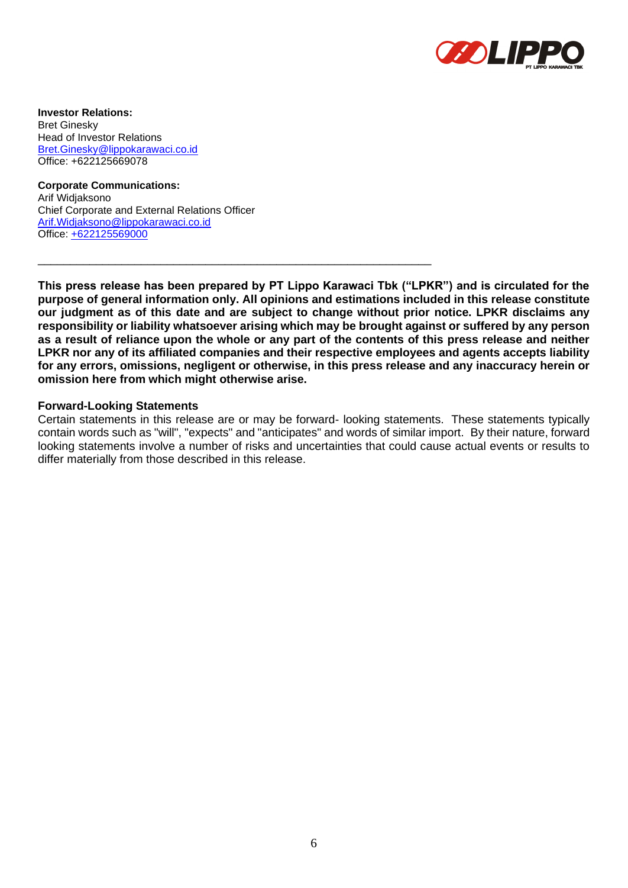**Investor Relations:**
Bret Ginesky
Head of Investor Relations
Bret.Ginesky@lippokarawaci.co.id
Office: +622125669078

**Corporate Communications:**
Arif Widjaksono
Chief Corporate and External Relations Officer
Arif.Widjaksono@lippokarawaci.co.id
Office: +622125569000

---

**This press release has been prepared by PT Lippo Karawaci Tbk ("LPKR") and is circulated for the purpose of general information only. All opinions and estimations included in this release constitute our judgment as of this date and are subject to change without prior notice. LPKR disclaims any responsibility or liability whatsoever arising which may be brought against or suffered by any person as a result of reliance upon the whole or any part of the contents of this press release and neither LPKR nor any of its affiliated companies and their respective employees and agents accepts liability for any errors, omissions, negligent or otherwise, in this press release and any inaccuracy herein or omission here from which might otherwise arise.**

**Forward-Looking Statements**

Certain statements in this release are or may be forward- looking statements. These statements typically contain words such as "will", "expects" and "anticipates" and words of similar import. By their nature, forward looking statements involve a number of risks and uncertainties that could cause actual events or results to differ materially from those described in this release.